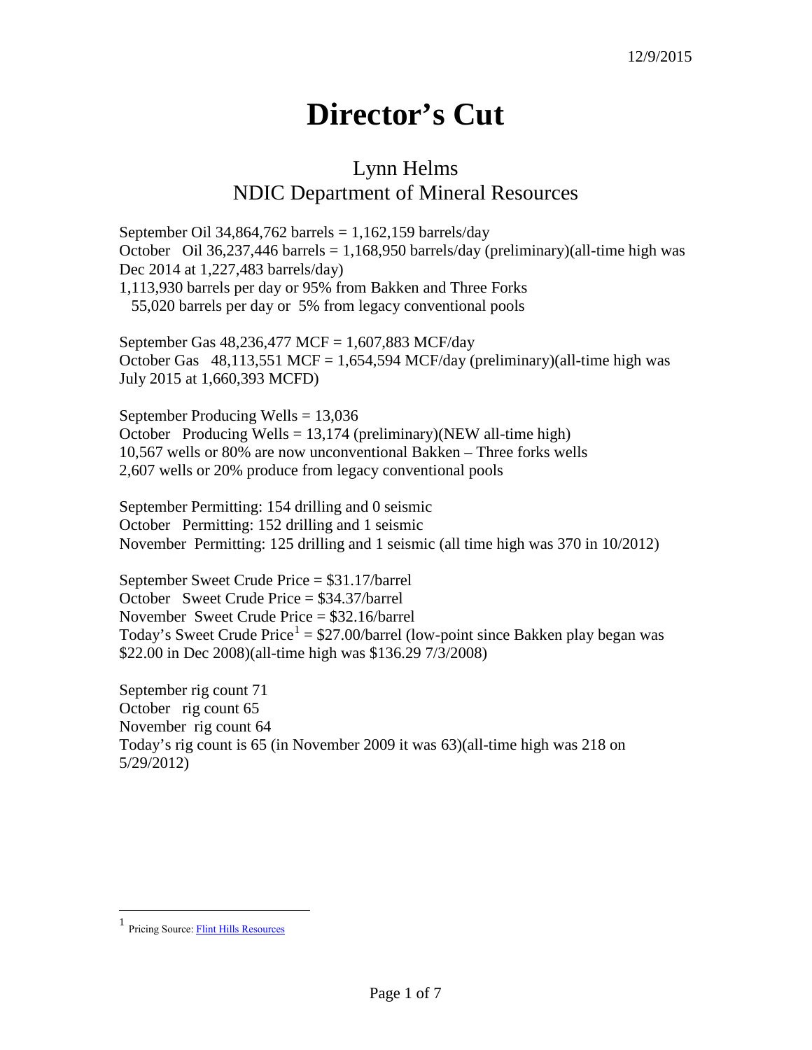12/9/2015

# Director's Cut

## Lynn Helms
## NDIC Department of Mineral Resources

September Oil 34,864,762 barrels = 1,162,159 barrels/day
October Oil 36,237,446 barrels = 1,168,950 barrels/day (preliminary)(all-time high was Dec 2014 at 1,227,483 barrels/day)
1,113,930 barrels per day or 95% from Bakken and Three Forks
55,020 barrels per day or 5% from legacy conventional pools

September Gas 48,236,477 MCF = 1,607,883 MCF/day
October Gas 48,113,551 MCF = 1,654,594 MCF/day (preliminary)(all-time high was July 2015 at 1,660,393 MCFD)

September Producing Wells = 13,036
October Producing Wells = 13,174 (preliminary)(NEW all-time high)
10,567 wells or 80% are now unconventional Bakken – Three forks wells
2,607 wells or 20% produce from legacy conventional pools

September Permitting: 154 drilling and 0 seismic
October Permitting: 152 drilling and 1 seismic
November Permitting: 125 drilling and 1 seismic (all time high was 370 in 10/2012)

September Sweet Crude Price = $31.17/barrel
October Sweet Crude Price = $34.37/barrel
November Sweet Crude Price = $32.16/barrel
Today's Sweet Crude Price[1] = $27.00/barrel (low-point since Bakken play began was $22.00 in Dec 2008)(all-time high was $136.29 7/3/2008)

September rig count 71
October rig count 65
November rig count 64
Today's rig count is 65 (in November 2009 it was 63)(all-time high was 218 on 5/29/2012)

---

[1] Pricing Source: Flint Hills Resources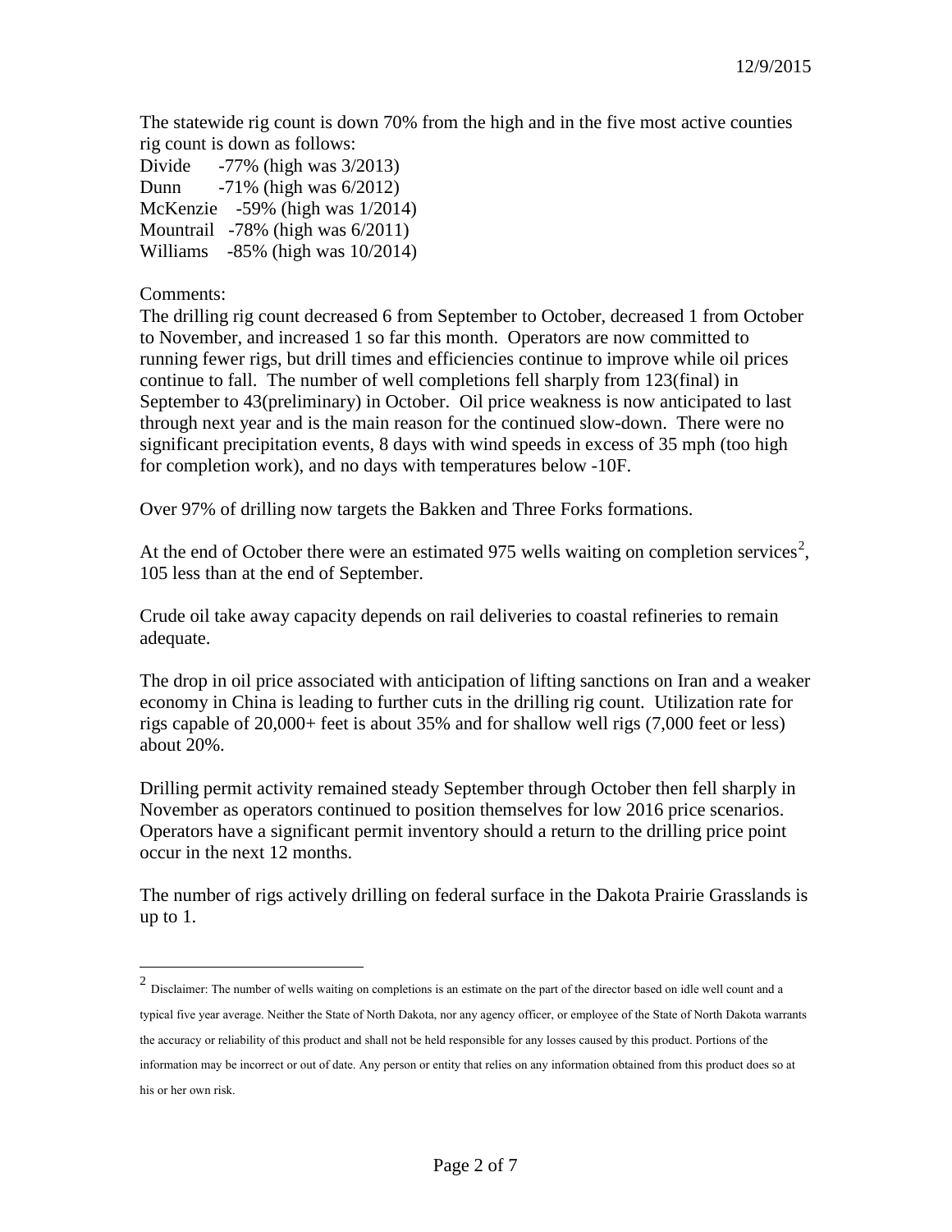12/9/2015

The statewide rig count is down 70% from the high and in the five most active counties rig count is down as follows:

Divide -77% (high was 3/2013)
Dunn -71% (high was 6/2012)
McKenzie -59% (high was 1/2014)
Mountrail -78% (high was 6/2011)
Williams -85% (high was 10/2014)

Comments:

The drilling rig count decreased 6 from September to October, decreased 1 from October to November, and increased 1 so far this month. Operators are now committed to running fewer rigs, but drill times and efficiencies continue to improve while oil prices continue to fall. The number of well completions fell sharply from 123(final) in September to 43(preliminary) in October. Oil price weakness is now anticipated to last through next year and is the main reason for the continued slow-down. There were no significant precipitation events, 8 days with wind speeds in excess of 35 mph (too high for completion work), and no days with temperatures below -10F.

Over 97% of drilling now targets the Bakken and Three Forks formations.

At the end of October there were an estimated 975 wells waiting on completion services[2], 105 less than at the end of September.

Crude oil take away capacity depends on rail deliveries to coastal refineries to remain adequate.

The drop in oil price associated with anticipation of lifting sanctions on Iran and a weaker economy in China is leading to further cuts in the drilling rig count. Utilization rate for rigs capable of 20,000+ feet is about 35% and for shallow well rigs (7,000 feet or less) about 20%.

Drilling permit activity remained steady September through October then fell sharply in November as operators continued to position themselves for low 2016 price scenarios. Operators have a significant permit inventory should a return to the drilling price point occur in the next 12 months.

The number of rigs actively drilling on federal surface in the Dakota Prairie Grasslands is up to 1.

---

[2] Disclaimer: The number of wells waiting on completions is an estimate on the part of the director based on idle well count and a typical five year average. Neither the State of North Dakota, nor any agency officer, or employee of the State of North Dakota warrants the accuracy or reliability of this product and shall not be held responsible for any losses caused by this product. Portions of the information may be incorrect or out of date. Any person or entity that relies on any information obtained from this product does so at his or her own risk.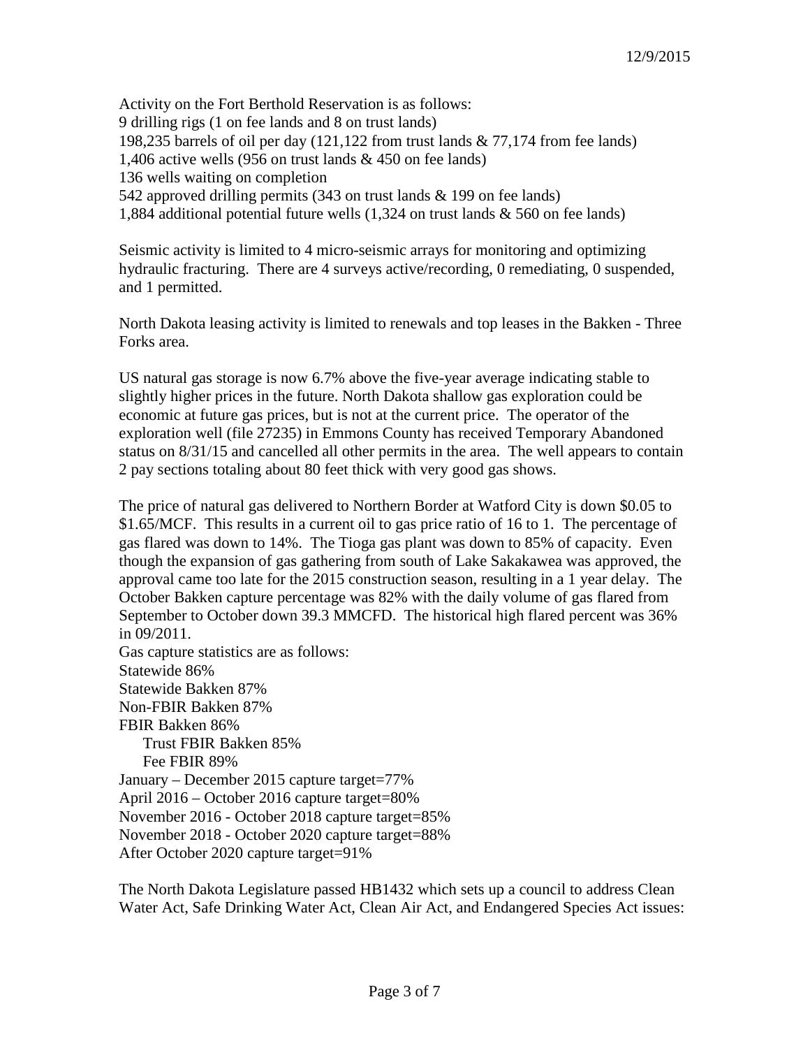12/9/2015

Activity on the Fort Berthold Reservation is as follows:
9 drilling rigs (1 on fee lands and 8 on trust lands)
198,235 barrels of oil per day (121,122 from trust lands & 77,174 from fee lands)
1,406 active wells (956 on trust lands & 450 on fee lands)
136 wells waiting on completion
542 approved drilling permits (343 on trust lands & 199 on fee lands)
1,884 additional potential future wells (1,324 on trust lands & 560 on fee lands)

Seismic activity is limited to 4 micro-seismic arrays for monitoring and optimizing hydraulic fracturing. There are 4 surveys active/recording, 0 remediating, 0 suspended, and 1 permitted.

North Dakota leasing activity is limited to renewals and top leases in the Bakken - Three Forks area.

US natural gas storage is now 6.7% above the five-year average indicating stable to slightly higher prices in the future. North Dakota shallow gas exploration could be economic at future gas prices, but is not at the current price. The operator of the exploration well (file 27235) in Emmons County has received Temporary Abandoned status on 8/31/15 and cancelled all other permits in the area. The well appears to contain 2 pay sections totaling about 80 feet thick with very good gas shows.

The price of natural gas delivered to Northern Border at Watford City is down $0.05 to $1.65/MCF. This results in a current oil to gas price ratio of 16 to 1. The percentage of gas flared was down to 14%. The Tioga gas plant was down to 85% of capacity. Even though the expansion of gas gathering from south of Lake Sakakawea was approved, the approval came too late for the 2015 construction season, resulting in a 1 year delay. The October Bakken capture percentage was 82% with the daily volume of gas flared from September to October down 39.3 MMCFD. The historical high flared percent was 36% in 09/2011.
Gas capture statistics are as follows:
Statewide 86%
Statewide Bakken 87%
Non-FBIR Bakken 87%
FBIR Bakken 86%
    Trust FBIR Bakken 85%
    Fee FBIR 89%
January – December 2015 capture target=77%
April 2016 – October 2016 capture target=80%
November 2016 - October 2018 capture target=85%
November 2018 - October 2020 capture target=88%
After October 2020 capture target=91%

The North Dakota Legislature passed HB1432 which sets up a council to address Clean Water Act, Safe Drinking Water Act, Clean Air Act, and Endangered Species Act issues: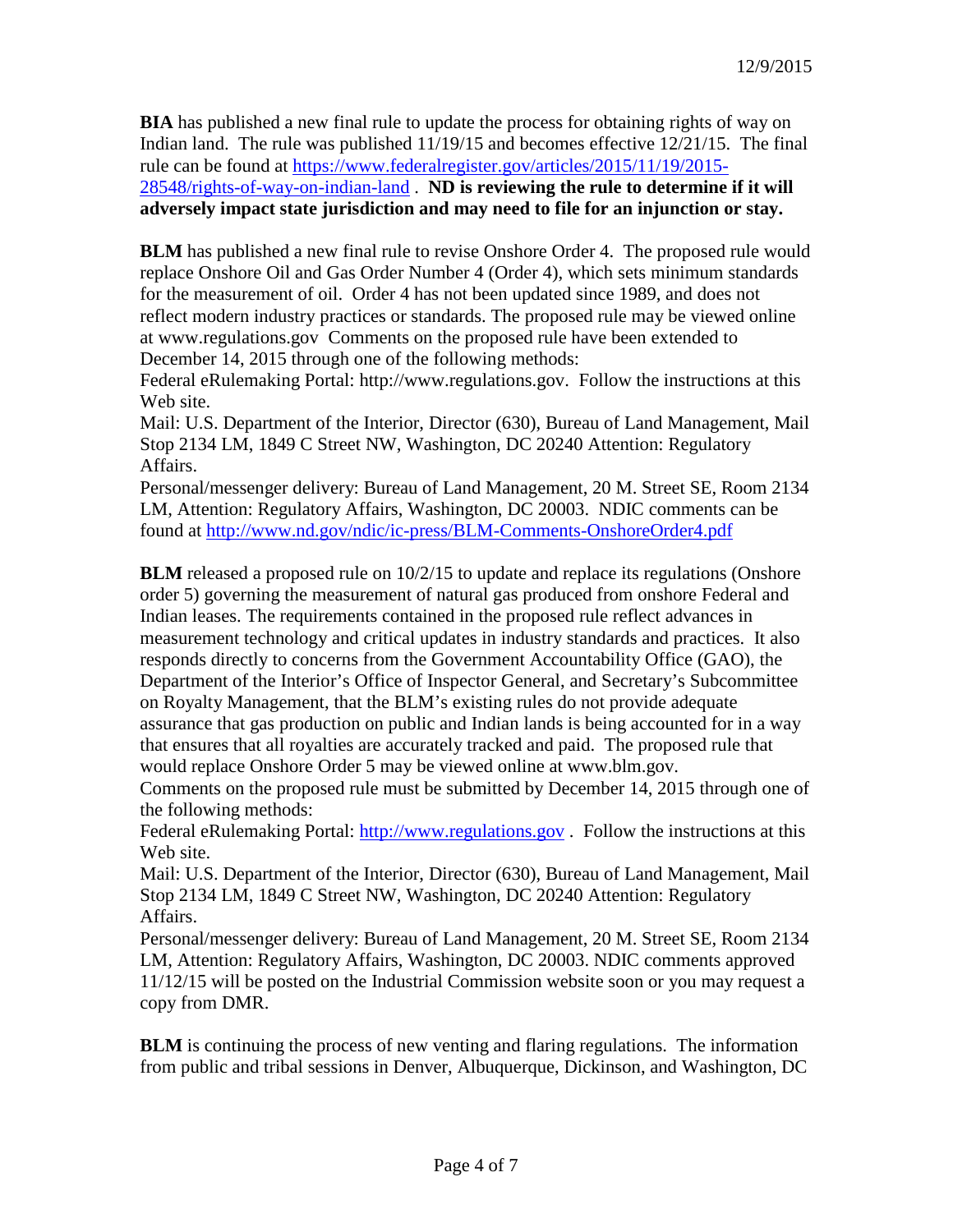**BIA** has published a new final rule to update the process for obtaining rights of way on Indian land. The rule was published 11/19/15 and becomes effective 12/21/15. The final rule can be found at [https://www.federalregister.gov/articles/2015/11/19/2015-28548/rights-of-way-on-indian-land](https://www.federalregister.gov/articles/2015/11/19/2015-28548/rights-of-way-on-indian-land) . **ND is reviewing the rule to determine if it will adversely impact state jurisdiction and may need to file for an injunction or stay.**

**BLM** has published a new final rule to revise Onshore Order 4. The proposed rule would replace Onshore Oil and Gas Order Number 4 (Order 4), which sets minimum standards for the measurement of oil. Order 4 has not been updated since 1989, and does not reflect modern industry practices or standards. The proposed rule may be viewed online at www.regulations.gov Comments on the proposed rule have been extended to December 14, 2015 through one of the following methods:

Federal eRulemaking Portal: http://www.regulations.gov. Follow the instructions at this Web site.

Mail: U.S. Department of the Interior, Director (630), Bureau of Land Management, Mail Stop 2134 LM, 1849 C Street NW, Washington, DC 20240 Attention: Regulatory Affairs.

Personal/messenger delivery: Bureau of Land Management, 20 M. Street SE, Room 2134 LM, Attention: Regulatory Affairs, Washington, DC 20003. NDIC comments can be found at [http://www.nd.gov/ndic/ic-press/BLM-Comments-OnshoreOrder4.pdf](http://www.nd.gov/ndic/ic-press/BLM-Comments-OnshoreOrder4.pdf)

**BLM** released a proposed rule on 10/2/15 to update and replace its regulations (Onshore order 5) governing the measurement of natural gas produced from onshore Federal and Indian leases. The requirements contained in the proposed rule reflect advances in measurement technology and critical updates in industry standards and practices. It also responds directly to concerns from the Government Accountability Office (GAO), the Department of the Interior's Office of Inspector General, and Secretary's Subcommittee on Royalty Management, that the BLM's existing rules do not provide adequate assurance that gas production on public and Indian lands is being accounted for in a way that ensures that all royalties are accurately tracked and paid. The proposed rule that would replace Onshore Order 5 may be viewed online at www.blm.gov.

Comments on the proposed rule must be submitted by December 14, 2015 through one of the following methods:

Federal eRulemaking Portal: [http://www.regulations.gov](http://www.regulations.gov) . Follow the instructions at this Web site.

Mail: U.S. Department of the Interior, Director (630), Bureau of Land Management, Mail Stop 2134 LM, 1849 C Street NW, Washington, DC 20240 Attention: Regulatory Affairs.

Personal/messenger delivery: Bureau of Land Management, 20 M. Street SE, Room 2134 LM, Attention: Regulatory Affairs, Washington, DC 20003. NDIC comments approved 11/12/15 will be posted on the Industrial Commission website soon or you may request a copy from DMR.

**BLM** is continuing the process of new venting and flaring regulations. The information from public and tribal sessions in Denver, Albuquerque, Dickinson, and Washington, DC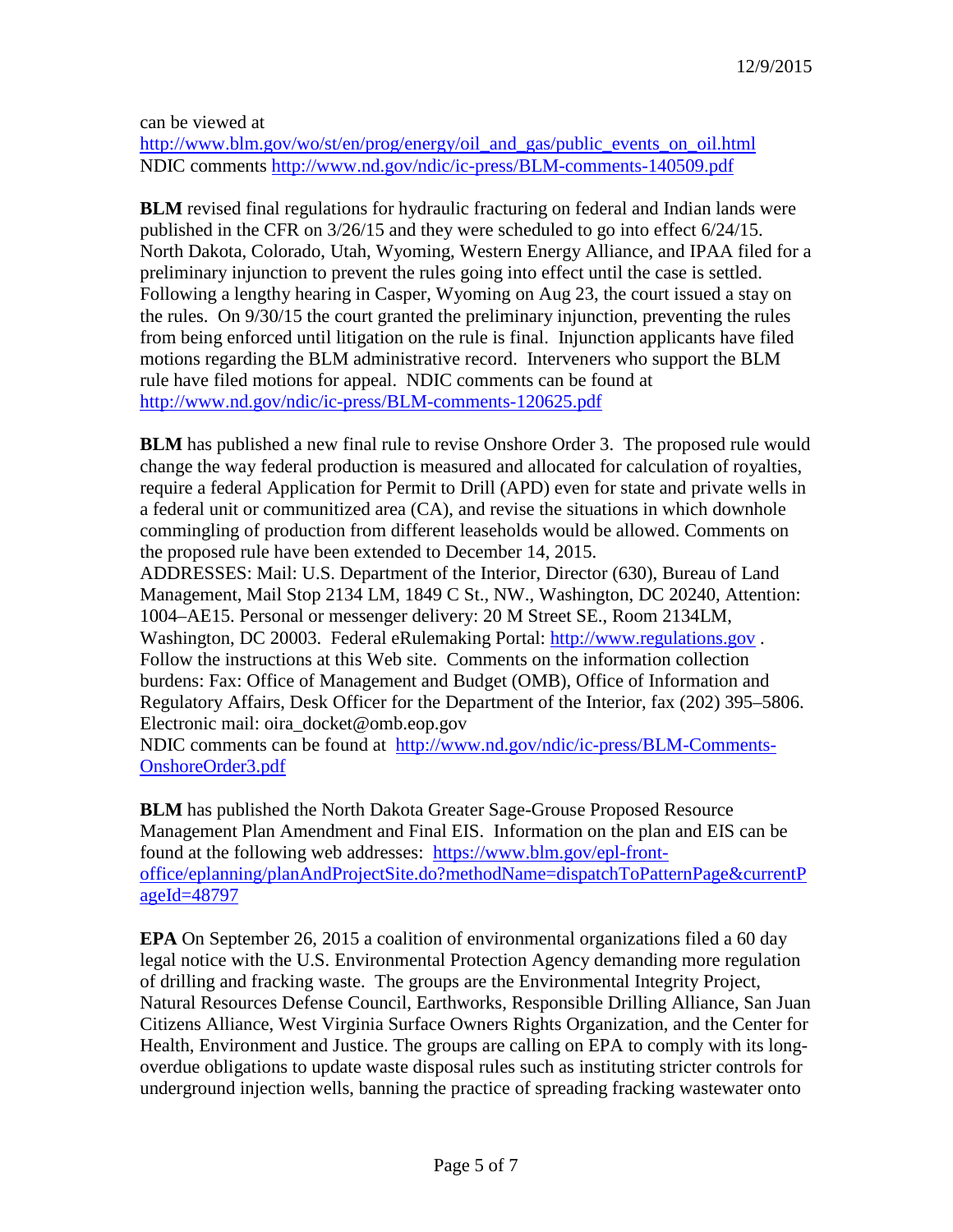can be viewed at
http://www.blm.gov/wo/st/en/prog/energy/oil_and_gas/public_events_on_oil.html
NDIC comments http://www.nd.gov/ndic/ic-press/BLM-comments-140509.pdf

**BLM** revised final regulations for hydraulic fracturing on federal and Indian lands were published in the CFR on 3/26/15 and they were scheduled to go into effect 6/24/15. North Dakota, Colorado, Utah, Wyoming, Western Energy Alliance, and IPAA filed for a preliminary injunction to prevent the rules going into effect until the case is settled. Following a lengthy hearing in Casper, Wyoming on Aug 23, the court issued a stay on the rules. On 9/30/15 the court granted the preliminary injunction, preventing the rules from being enforced until litigation on the rule is final. Injunction applicants have filed motions regarding the BLM administrative record. Interveners who support the BLM rule have filed motions for appeal. NDIC comments can be found at http://www.nd.gov/ndic/ic-press/BLM-comments-120625.pdf

**BLM** has published a new final rule to revise Onshore Order 3. The proposed rule would change the way federal production is measured and allocated for calculation of royalties, require a federal Application for Permit to Drill (APD) even for state and private wells in a federal unit or communitized area (CA), and revise the situations in which downhole commingling of production from different leaseholds would be allowed. Comments on the proposed rule have been extended to December 14, 2015.
ADDRESSES: Mail: U.S. Department of the Interior, Director (630), Bureau of Land Management, Mail Stop 2134 LM, 1849 C St., NW., Washington, DC 20240, Attention: 1004–AE15. Personal or messenger delivery: 20 M Street SE., Room 2134LM, Washington, DC 20003. Federal eRulemaking Portal: http://www.regulations.gov . Follow the instructions at this Web site. Comments on the information collection burdens: Fax: Office of Management and Budget (OMB), Office of Information and Regulatory Affairs, Desk Officer for the Department of the Interior, fax (202) 395–5806. Electronic mail: oira_docket@omb.eop.gov
NDIC comments can be found at http://www.nd.gov/ndic/ic-press/BLM-Comments-OnshoreOrder3.pdf

**BLM** has published the North Dakota Greater Sage-Grouse Proposed Resource Management Plan Amendment and Final EIS. Information on the plan and EIS can be found at the following web addresses: https://www.blm.gov/epl-front-office/eplanning/planAndProjectSite.do?methodName=dispatchToPatternPage&currentPageId=48797

**EPA** On September 26, 2015 a coalition of environmental organizations filed a 60 day legal notice with the U.S. Environmental Protection Agency demanding more regulation of drilling and fracking waste. The groups are the Environmental Integrity Project, Natural Resources Defense Council, Earthworks, Responsible Drilling Alliance, San Juan Citizens Alliance, West Virginia Surface Owners Rights Organization, and the Center for Health, Environment and Justice. The groups are calling on EPA to comply with its long-overdue obligations to update waste disposal rules such as instituting stricter controls for underground injection wells, banning the practice of spreading fracking wastewater onto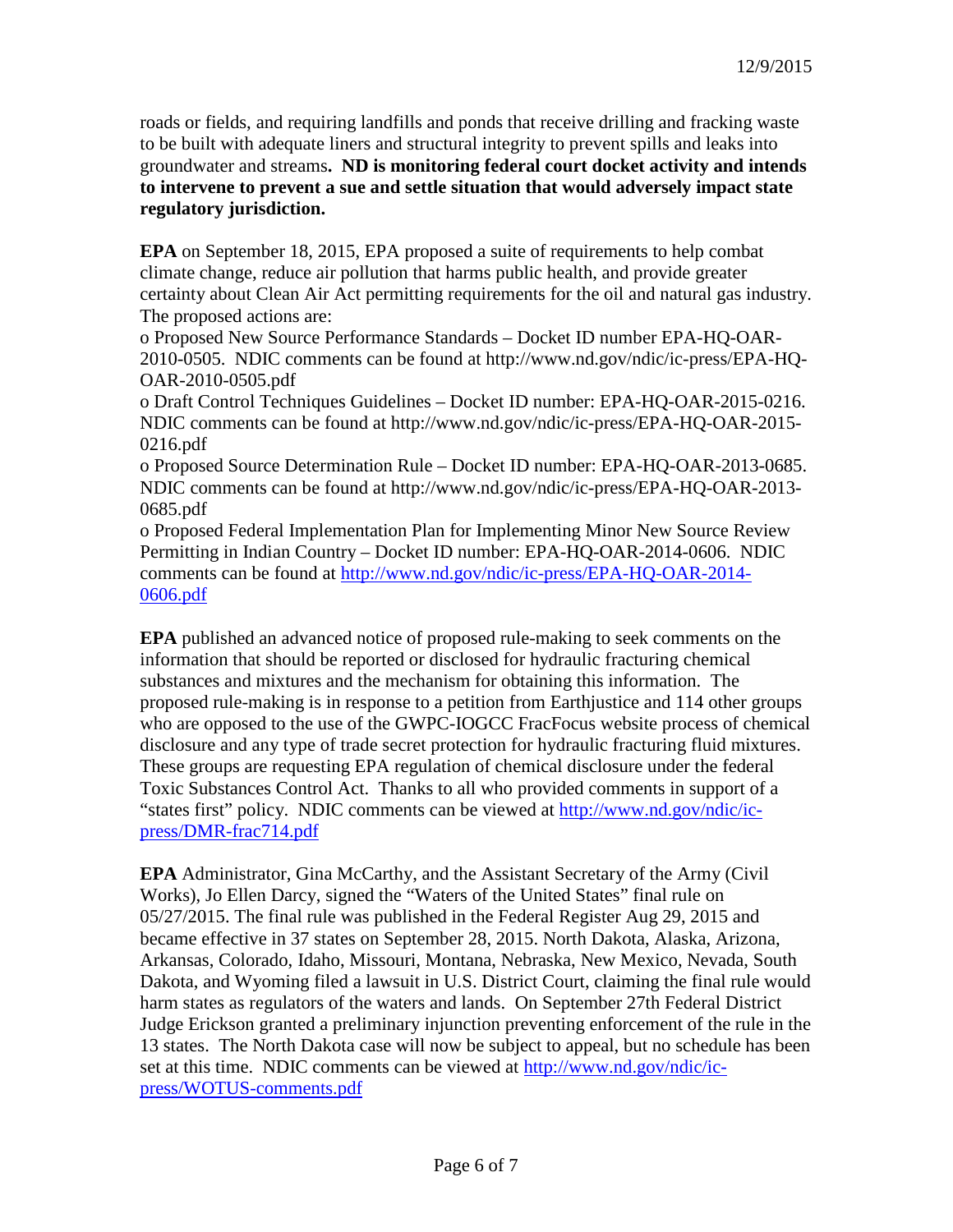roads or fields, and requiring landfills and ponds that receive drilling and fracking waste to be built with adequate liners and structural integrity to prevent spills and leaks into groundwater and streams**. ND is monitoring federal court docket activity and intends to intervene to prevent a sue and settle situation that would adversely impact state regulatory jurisdiction.**

**EPA** on September 18, 2015, EPA proposed a suite of requirements to help combat climate change, reduce air pollution that harms public health, and provide greater certainty about Clean Air Act permitting requirements for the oil and natural gas industry. The proposed actions are:

o Proposed New Source Performance Standards – Docket ID number EPA-HQ-OAR-2010-0505. NDIC comments can be found at http://www.nd.gov/ndic/ic-press/EPA-HQ-OAR-2010-0505.pdf

o Draft Control Techniques Guidelines – Docket ID number: EPA-HQ-OAR-2015-0216. NDIC comments can be found at http://www.nd.gov/ndic/ic-press/EPA-HQ-OAR-2015-0216.pdf

o Proposed Source Determination Rule – Docket ID number: EPA-HQ-OAR-2013-0685. NDIC comments can be found at http://www.nd.gov/ndic/ic-press/EPA-HQ-OAR-2013-0685.pdf

o Proposed Federal Implementation Plan for Implementing Minor New Source Review Permitting in Indian Country – Docket ID number: EPA-HQ-OAR-2014-0606. NDIC comments can be found at [http://www.nd.gov/ndic/ic-press/EPA-HQ-OAR-2014-0606.pdf](http://www.nd.gov/ndic/ic-press/EPA-HQ-OAR-2014-0606.pdf)

**EPA** published an advanced notice of proposed rule-making to seek comments on the information that should be reported or disclosed for hydraulic fracturing chemical substances and mixtures and the mechanism for obtaining this information. The proposed rule-making is in response to a petition from Earthjustice and 114 other groups who are opposed to the use of the GWPC-IOGCC FracFocus website process of chemical disclosure and any type of trade secret protection for hydraulic fracturing fluid mixtures. These groups are requesting EPA regulation of chemical disclosure under the federal Toxic Substances Control Act. Thanks to all who provided comments in support of a "states first" policy. NDIC comments can be viewed at [http://www.nd.gov/ndic/ic-press/DMR-frac714.pdf](http://www.nd.gov/ndic/ic-press/DMR-frac714.pdf)

**EPA** Administrator, Gina McCarthy, and the Assistant Secretary of the Army (Civil Works), Jo Ellen Darcy, signed the "Waters of the United States" final rule on 05/27/2015. The final rule was published in the Federal Register Aug 29, 2015 and became effective in 37 states on September 28, 2015. North Dakota, Alaska, Arizona, Arkansas, Colorado, Idaho, Missouri, Montana, Nebraska, New Mexico, Nevada, South Dakota, and Wyoming filed a lawsuit in U.S. District Court, claiming the final rule would harm states as regulators of the waters and lands. On September 27th Federal District Judge Erickson granted a preliminary injunction preventing enforcement of the rule in the 13 states. The North Dakota case will now be subject to appeal, but no schedule has been set at this time. NDIC comments can be viewed at [http://www.nd.gov/ndic/ic-press/WOTUS-comments.pdf](http://www.nd.gov/ndic/ic-press/WOTUS-comments.pdf)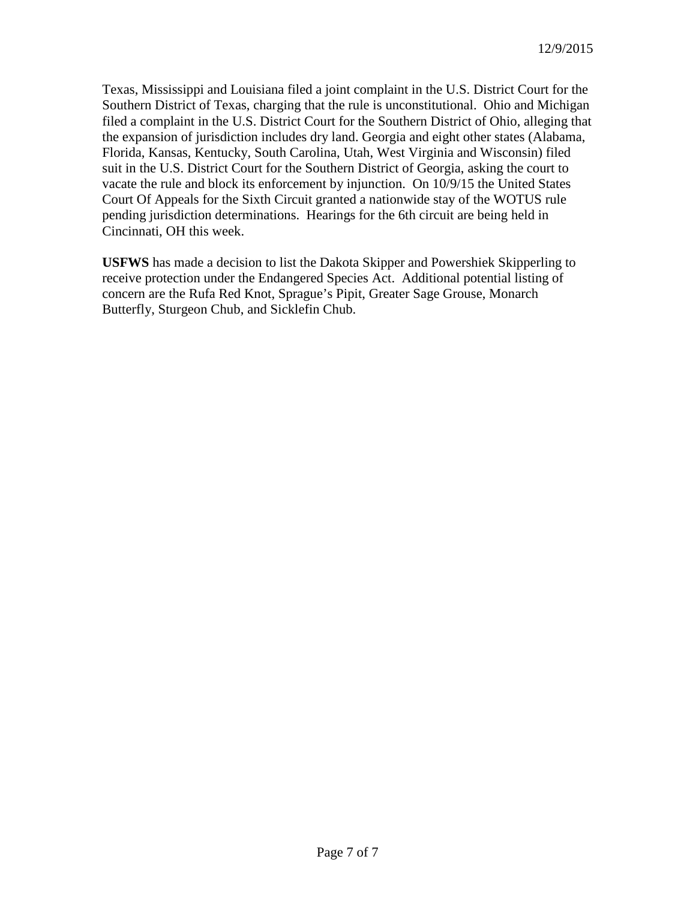Texas, Mississippi and Louisiana filed a joint complaint in the U.S. District Court for the Southern District of Texas, charging that the rule is unconstitutional. Ohio and Michigan filed a complaint in the U.S. District Court for the Southern District of Ohio, alleging that the expansion of jurisdiction includes dry land. Georgia and eight other states (Alabama, Florida, Kansas, Kentucky, South Carolina, Utah, West Virginia and Wisconsin) filed suit in the U.S. District Court for the Southern District of Georgia, asking the court to vacate the rule and block its enforcement by injunction. On 10/9/15 the United States Court Of Appeals for the Sixth Circuit granted a nationwide stay of the WOTUS rule pending jurisdiction determinations. Hearings for the 6th circuit are being held in Cincinnati, OH this week.

**USFWS** has made a decision to list the Dakota Skipper and Powershiek Skipperling to receive protection under the Endangered Species Act. Additional potential listing of concern are the Rufa Red Knot, Sprague's Pipit, Greater Sage Grouse, Monarch Butterfly, Sturgeon Chub, and Sicklefin Chub.